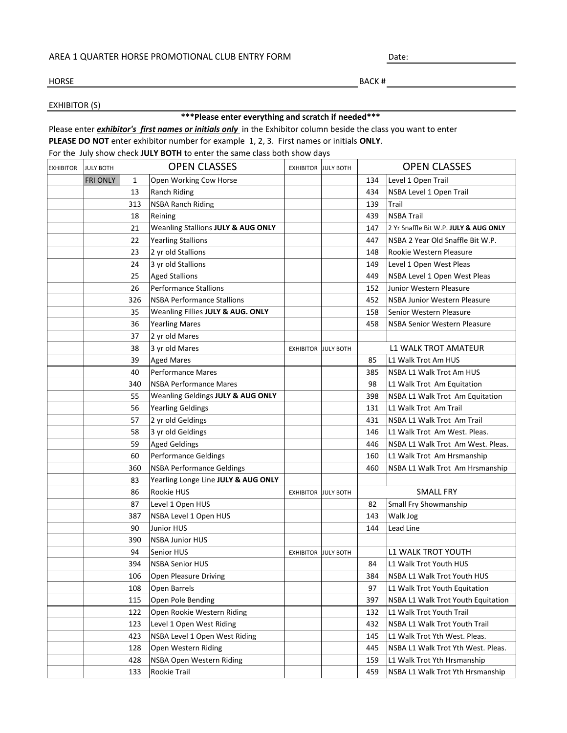AREA 1 QUARTER HORSE PROMOTIONAL CLUB ENTRY FORM  Date: ____________________

HORSE ____________________________________________ BACK # ____________________

EXHIBITOR (S) ____________________________________________

**\*\*\*Please enter everything and scratch if needed\*\*\***

Please enter ***exhibitor's first names or initials only*** in the Exhibitor column beside the class you want to enter

**PLEASE DO NOT** enter exhibitor number for example 1, 2, 3. First names or initials **ONLY**.

For the July show check **JULY BOTH** to enter the same class both show days

| EXHIBITOR | JULY BOTH | | OPEN CLASSES | EXHIBITOR | JULY BOTH | | OPEN CLASSES |
|---|---|---|---|---|---|---|---|
| | FRI ONLY | 1 | Open Working Cow Horse | | | 134 | Level 1 Open Trail |
| | | 13 | Ranch Riding | | | 434 | NSBA Level 1 Open Trail |
| | | 313 | NSBA Ranch Riding | | | 139 | Trail |
| | | 18 | Reining | | | 439 | NSBA Trail |
| | | 21 | Weanling Stallions **JULY & AUG ONLY** | | | 147 | 2 Yr Snaffle Bit W.P. **JULY & AUG ONLY** |
| | | 22 | Yearling Stallions | | | 447 | NSBA 2 Year Old Snaffle Bit W.P. |
| | | 23 | 2 yr old Stallions | | | 148 | Rookie Western Pleasure |
| | | 24 | 3 yr old Stallions | | | 149 | Level 1 Open West Pleas |
| | | 25 | Aged Stallions | | | 449 | NSBA Level 1 Open West Pleas |
| | | 26 | Performance Stallions | | | 152 | Junior Western Pleasure |
| | | 326 | NSBA Performance Stallions | | | 452 | NSBA Junior Western Pleasure |
| | | 35 | Weanling Fillies **JULY & AUG. ONLY** | | | 158 | Senior Western Pleasure |
| | | 36 | Yearling Mares | | | 458 | NSBA Senior Western Pleasure |
| | | 37 | 2 yr old Mares | | | | |
| | | 38 | 3 yr old Mares | EXHIBITOR | JULY BOTH | | L1 WALK TROT AMATEUR |
| | | 39 | Aged Mares | | | 85 | L1 Walk Trot Am HUS |
| | | 40 | Performance Mares | | | 385 | NSBA L1 Walk Trot Am HUS |
| | | 340 | NSBA Performance Mares | | | 98 | L1 Walk Trot Am Equitation |
| | | 55 | Weanling Geldings **JULY & AUG ONLY** | | | 398 | NSBA L1 Walk Trot Am Equitation |
| | | 56 | Yearling Geldings | | | 131 | L1 Walk Trot Am Trail |
| | | 57 | 2 yr old Geldings | | | 431 | NSBA L1 Walk Trot Am Trail |
| | | 58 | 3 yr old Geldings | | | 146 | L1 Walk Trot Am West. Pleas. |
| | | 59 | Aged Geldings | | | 446 | NSBA L1 Walk Trot Am West. Pleas. |
| | | 60 | Performance Geldings | | | 160 | L1 Walk Trot Am Hrsmanship |
| | | 360 | NSBA Performance Geldings | | | 460 | NSBA L1 Walk Trot Am Hrsmanship |
| | | 83 | Yearling Longe Line **JULY & AUG ONLY** | | | | |
| | | 86 | Rookie HUS | EXHIBITOR | JULY BOTH | | SMALL FRY |
| | | 87 | Level 1 Open HUS | | | 82 | Small Fry Showmanship |
| | | 387 | NSBA Level 1 Open HUS | | | 143 | Walk Jog |
| | | 90 | Junior HUS | | | 144 | Lead Line |
| | | 390 | NSBA Junior HUS | | | | |
| | | 94 | Senior HUS | EXHIBITOR | JULY BOTH | | L1 WALK TROT YOUTH |
| | | 394 | NSBA Senior HUS | | | 84 | L1 Walk Trot Youth HUS |
| | | 106 | Open Pleasure Driving | | | 384 | NSBA L1 Walk Trot Youth HUS |
| | | 108 | Open Barrels | | | 97 | L1 Walk Trot Youth Equitation |
| | | 115 | Open Pole Bending | | | 397 | NSBA L1 Walk Trot Youth Equitation |
| | | 122 | Open Rookie Western Riding | | | 132 | L1 Walk Trot Youth Trail |
| | | 123 | Level 1 Open West Riding | | | 432 | NSBA L1 Walk Trot Youth Trail |
| | | 423 | NSBA Level 1 Open West Riding | | | 145 | L1 Walk Trot Yth West. Pleas. |
| | | 128 | Open Western Riding | | | 445 | NSBA L1 Walk Trot Yth West. Pleas. |
| | | 428 | NSBA Open Western Riding | | | 159 | L1 Walk Trot Yth Hrsmanship |
| | | 133 | Rookie Trail | | | 459 | NSBA L1 Walk Trot Yth Hrsmanship |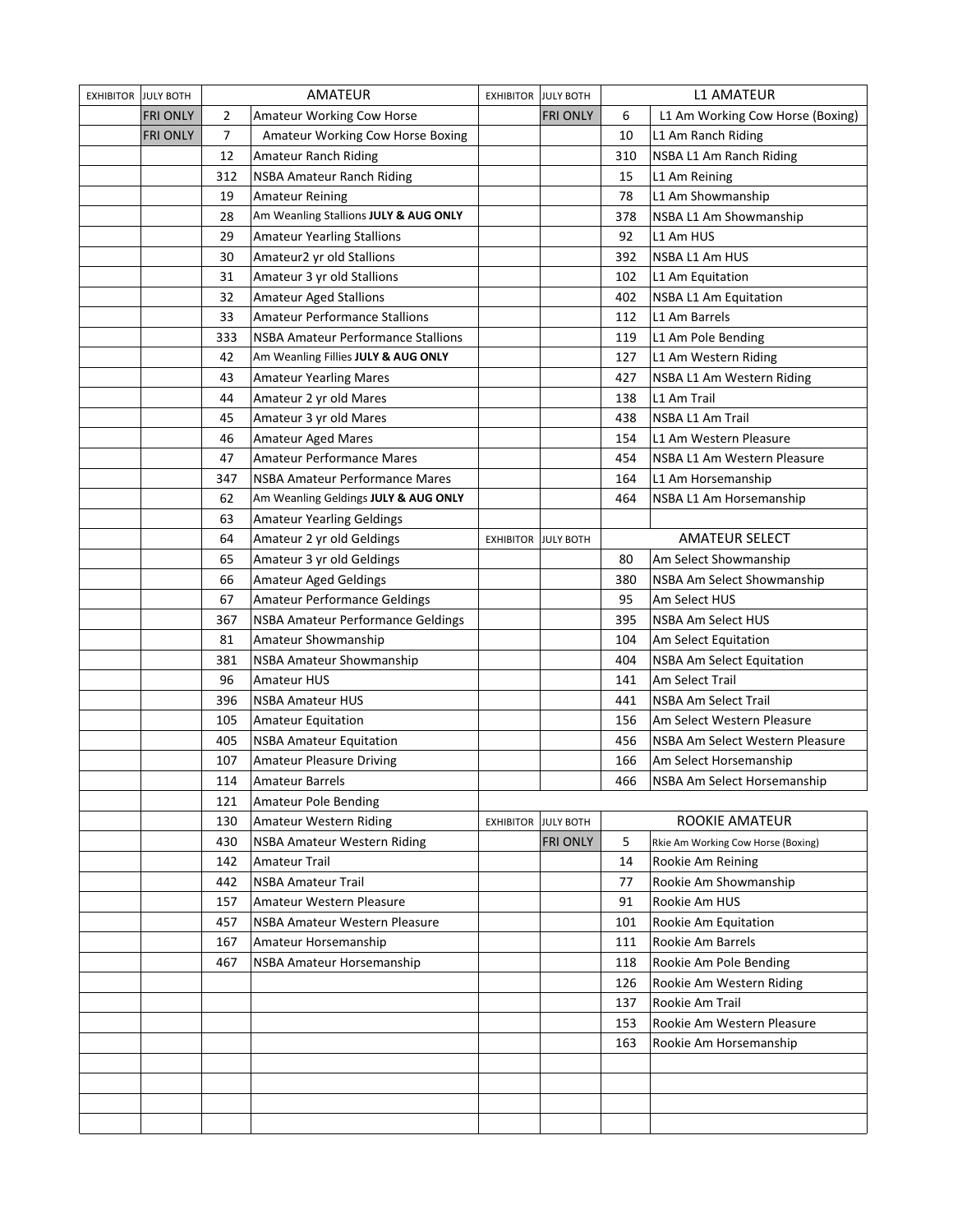| EXHIBITOR | JULY BOTH | AMATEUR | | EXHIBITOR | JULY BOTH | L1 AMATEUR | |
|---|---|---|---|---|---|---|---|
| | FRI ONLY | 2 | Amateur Working Cow Horse | | FRI ONLY | 6 | L1 Am Working Cow Horse (Boxing) |
| | FRI ONLY | 7 | Amateur Working Cow Horse Boxing | | | 10 | L1 Am Ranch Riding |
| | | 12 | Amateur Ranch Riding | | | 310 | NSBA L1 Am Ranch Riding |
| | | 312 | NSBA Amateur Ranch Riding | | | 15 | L1 Am Reining |
| | | 19 | Amateur Reining | | | 78 | L1 Am Showmanship |
| | | 28 | Am Weanling Stallions **JULY & AUG ONLY** | | | 378 | NSBA L1 Am Showmanship |
| | | 29 | Amateur Yearling Stallions | | | 92 | L1 Am HUS |
| | | 30 | Amateur2 yr old Stallions | | | 392 | NSBA L1 Am HUS |
| | | 31 | Amateur 3 yr old Stallions | | | 102 | L1 Am Equitation |
| | | 32 | Amateur Aged Stallions | | | 402 | NSBA L1 Am Equitation |
| | | 33 | Amateur Performance Stallions | | | 112 | L1 Am Barrels |
| | | 333 | NSBA Amateur Performance Stallions | | | 119 | L1 Am Pole Bending |
| | | 42 | Am Weanling Fillies **JULY & AUG ONLY** | | | 127 | L1 Am Western Riding |
| | | 43 | Amateur Yearling Mares | | | 427 | NSBA L1 Am Western Riding |
| | | 44 | Amateur 2 yr old Mares | | | 138 | L1 Am Trail |
| | | 45 | Amateur 3 yr old Mares | | | 438 | NSBA L1 Am Trail |
| | | 46 | Amateur Aged Mares | | | 154 | L1 Am Western Pleasure |
| | | 47 | Amateur Performance Mares | | | 454 | NSBA L1 Am Western Pleasure |
| | | 347 | NSBA Amateur Performance Mares | | | 164 | L1 Am Horsemanship |
| | | 62 | Am Weanling Geldings **JULY & AUG ONLY** | | | 464 | NSBA L1 Am Horsemanship |
| | | 63 | Amateur Yearling Geldings | | | | |
| | | 64 | Amateur 2 yr old Geldings | EXHIBITOR | JULY BOTH | AMATEUR SELECT | |
| | | 65 | Amateur 3 yr old Geldings | | | 80 | Am Select Showmanship |
| | | 66 | Amateur Aged Geldings | | | 380 | NSBA Am Select Showmanship |
| | | 67 | Amateur Performance Geldings | | | 95 | Am Select HUS |
| | | 367 | NSBA Amateur Performance Geldings | | | 395 | NSBA Am Select HUS |
| | | 81 | Amateur Showmanship | | | 104 | Am Select Equitation |
| | | 381 | NSBA Amateur Showmanship | | | 404 | NSBA Am Select Equitation |
| | | 96 | Amateur HUS | | | 141 | Am Select Trail |
| | | 396 | NSBA Amateur HUS | | | 441 | NSBA Am Select Trail |
| | | 105 | Amateur Equitation | | | 156 | Am Select Western Pleasure |
| | | 405 | NSBA Amateur Equitation | | | 456 | NSBA Am Select Western Pleasure |
| | | 107 | Amateur Pleasure Driving | | | 166 | Am Select Horsemanship |
| | | 114 | Amateur Barrels | | | 466 | NSBA Am Select Horsemanship |
| | | 121 | Amateur Pole Bending | | | | |
| | | 130 | Amateur Western Riding | EXHIBITOR | JULY BOTH | ROOKIE AMATEUR | |
| | | 430 | NSBA Amateur Western Riding | | FRI ONLY | 5 | Rkie Am Working Cow Horse (Boxing) |
| | | 142 | Amateur Trail | | | 14 | Rookie Am Reining |
| | | 442 | NSBA Amateur Trail | | | 77 | Rookie Am Showmanship |
| | | 157 | Amateur Western Pleasure | | | 91 | Rookie Am HUS |
| | | 457 | NSBA Amateur Western Pleasure | | | 101 | Rookie Am Equitation |
| | | 167 | Amateur Horsemanship | | | 111 | Rookie Am Barrels |
| | | 467 | NSBA Amateur Horsemanship | | | 118 | Rookie Am Pole Bending |
| | | | | | | 126 | Rookie Am Western Riding |
| | | | | | | 137 | Rookie Am Trail |
| | | | | | | 153 | Rookie Am Western Pleasure |
| | | | | | | 163 | Rookie Am Horsemanship |
| | | | | | | | |
| | | | | | | | |
| | | | | | | | |
| | | | | | | | |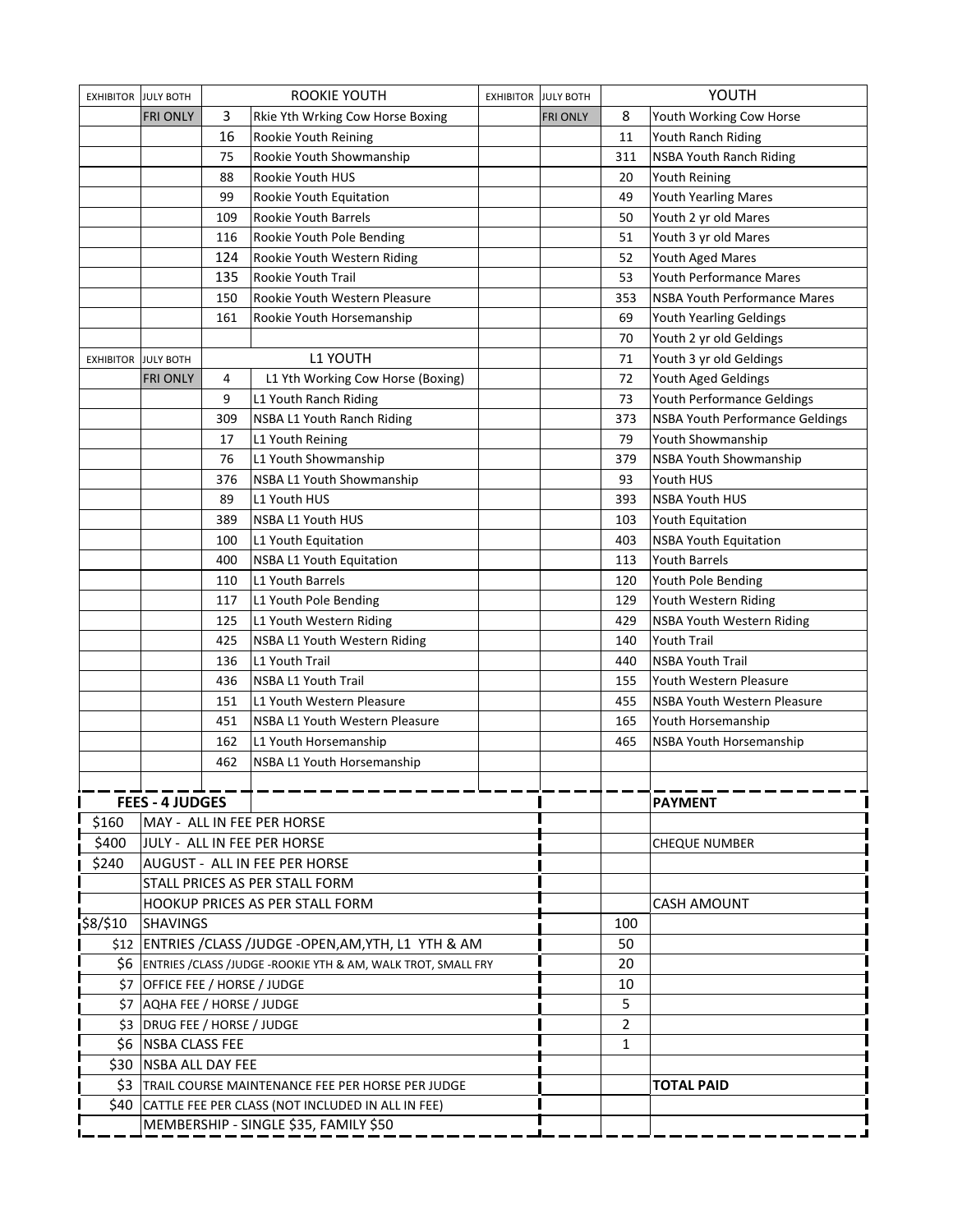| EXHIBITOR | JULY BOTH | | ROOKIE YOUTH | EXHIBITOR | JULY BOTH | | YOUTH |
|---|---|---|---|---|---|---|---|
| | FRI ONLY | 3 | Rkie Yth Wrking Cow Horse Boxing | | FRI ONLY | 8 | Youth Working Cow Horse |
| | | 16 | Rookie Youth Reining | | | 11 | Youth Ranch Riding |
| | | 75 | Rookie Youth Showmanship | | | 311 | NSBA Youth Ranch Riding |
| | | 88 | Rookie Youth HUS | | | 20 | Youth Reining |
| | | 99 | Rookie Youth Equitation | | | 49 | Youth Yearling Mares |
| | | 109 | Rookie Youth Barrels | | | 50 | Youth 2 yr old Mares |
| | | 116 | Rookie Youth Pole Bending | | | 51 | Youth 3 yr old Mares |
| | | 124 | Rookie Youth Western Riding | | | 52 | Youth Aged Mares |
| | | 135 | Rookie Youth Trail | | | 53 | Youth Performance Mares |
| | | 150 | Rookie Youth Western Pleasure | | | 353 | NSBA Youth Performance Mares |
| | | 161 | Rookie Youth Horsemanship | | | 69 | Youth Yearling Geldings |
| | | | | | | 70 | Youth 2 yr old Geldings |
| EXHIBITOR | JULY BOTH | | L1 YOUTH | | | 71 | Youth 3 yr old Geldings |
| | FRI ONLY | 4 | L1 Yth Working Cow Horse (Boxing) | | | 72 | Youth Aged Geldings |
| | | 9 | L1 Youth Ranch Riding | | | 73 | Youth Performance Geldings |
| | | 309 | NSBA L1 Youth Ranch Riding | | | 373 | NSBA Youth Performance Geldings |
| | | 17 | L1 Youth Reining | | | 79 | Youth Showmanship |
| | | 76 | L1 Youth Showmanship | | | 379 | NSBA Youth Showmanship |
| | | 376 | NSBA L1 Youth Showmanship | | | 93 | Youth HUS |
| | | 89 | L1 Youth HUS | | | 393 | NSBA Youth HUS |
| | | 389 | NSBA L1 Youth HUS | | | 103 | Youth Equitation |
| | | 100 | L1 Youth Equitation | | | 403 | NSBA Youth Equitation |
| | | 400 | NSBA L1 Youth Equitation | | | 113 | Youth Barrels |
| | | 110 | L1 Youth Barrels | | | 120 | Youth Pole Bending |
| | | 117 | L1 Youth Pole Bending | | | 129 | Youth Western Riding |
| | | 125 | L1 Youth Western Riding | | | 429 | NSBA Youth Western Riding |
| | | 425 | NSBA L1 Youth Western Riding | | | 140 | Youth Trail |
| | | 136 | L1 Youth Trail | | | 440 | NSBA Youth Trail |
| | | 436 | NSBA L1 Youth Trail | | | 155 | Youth Western Pleasure |
| | | 151 | L1 Youth Western Pleasure | | | 455 | NSBA Youth Western Pleasure |
| | | 451 | NSBA L1 Youth Western Pleasure | | | 165 | Youth Horsemanship |
| | | 162 | L1 Youth Horsemanship | | | 465 | NSBA Youth Horsemanship |
| | | 462 | NSBA L1 Youth Horsemanship | | | | |

| FEES - 4 JUDGES | | | | PAYMENT |
|---|---|---|---|---|
| $160 | MAY - ALL IN FEE PER HORSE | | | |
| $400 | JULY - ALL IN FEE PER HORSE | | | CHEQUE NUMBER |
| $240 | AUGUST - ALL IN FEE PER HORSE | | | |
| | STALL PRICES AS PER STALL FORM | | | |
| | HOOKUP PRICES AS PER STALL FORM | | | CASH AMOUNT |
| $8/$10 | SHAVINGS | | 100 | |
| $12 | ENTRIES /CLASS /JUDGE -OPEN,AM,YTH, L1 YTH & AM | | 50 | |
| $6 | ENTRIES /CLASS /JUDGE -ROOKIE YTH & AM, WALK TROT, SMALL FRY | | 20 | |
| $7 | OFFICE FEE / HORSE / JUDGE | | 10 | |
| $7 | AQHA FEE / HORSE / JUDGE | | 5 | |
| $3 | DRUG FEE / HORSE / JUDGE | | 2 | |
| $6 | NSBA CLASS FEE | | 1 | |
| $30 | NSBA ALL DAY FEE | | | |
| $3 | TRAIL COURSE MAINTENANCE FEE PER HORSE PER JUDGE | | | TOTAL PAID |
| $40 | CATTLE FEE PER CLASS (NOT INCLUDED IN ALL IN FEE) | | | |
| | MEMBERSHIP - SINGLE $35, FAMILY $50 | | | |